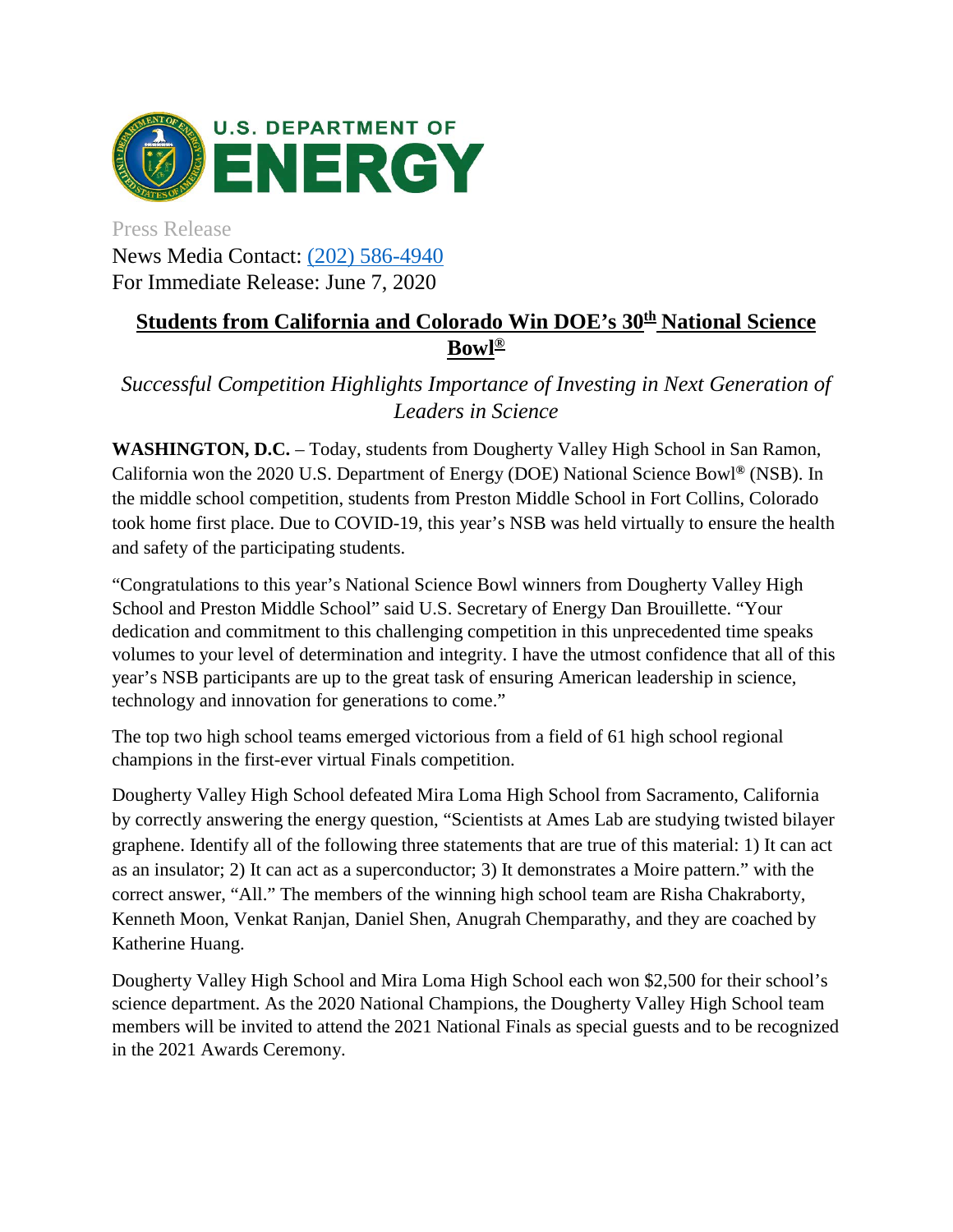U.S. DEPARTMENT OF ENERGY

Press Release
News Media Contact: (202) 586-4940
For Immediate Release: June 7, 2020

# Students from California and Colorado Win DOE's 30th National Science Bowl®

*Successful Competition Highlights Importance of Investing in Next Generation of Leaders in Science*

**WASHINGTON, D.C.** – Today, students from Dougherty Valley High School in San Ramon, California won the 2020 U.S. Department of Energy (DOE) National Science Bowl® (NSB). In the middle school competition, students from Preston Middle School in Fort Collins, Colorado took home first place. Due to COVID-19, this year's NSB was held virtually to ensure the health and safety of the participating students.

"Congratulations to this year's National Science Bowl winners from Dougherty Valley High School and Preston Middle School" said U.S. Secretary of Energy Dan Brouillette. "Your dedication and commitment to this challenging competition in this unprecedented time speaks volumes to your level of determination and integrity. I have the utmost confidence that all of this year's NSB participants are up to the great task of ensuring American leadership in science, technology and innovation for generations to come."

The top two high school teams emerged victorious from a field of 61 high school regional champions in the first-ever virtual Finals competition.

Dougherty Valley High School defeated Mira Loma High School from Sacramento, California by correctly answering the energy question, "Scientists at Ames Lab are studying twisted bilayer graphene. Identify all of the following three statements that are true of this material: 1) It can act as an insulator; 2) It can act as a superconductor; 3) It demonstrates a Moire pattern." with the correct answer, "All." The members of the winning high school team are Risha Chakraborty, Kenneth Moon, Venkat Ranjan, Daniel Shen, Anugrah Chemparathy, and they are coached by Katherine Huang.

Dougherty Valley High School and Mira Loma High School each won $2,500 for their school's science department. As the 2020 National Champions, the Dougherty Valley High School team members will be invited to attend the 2021 National Finals as special guests and to be recognized in the 2021 Awards Ceremony.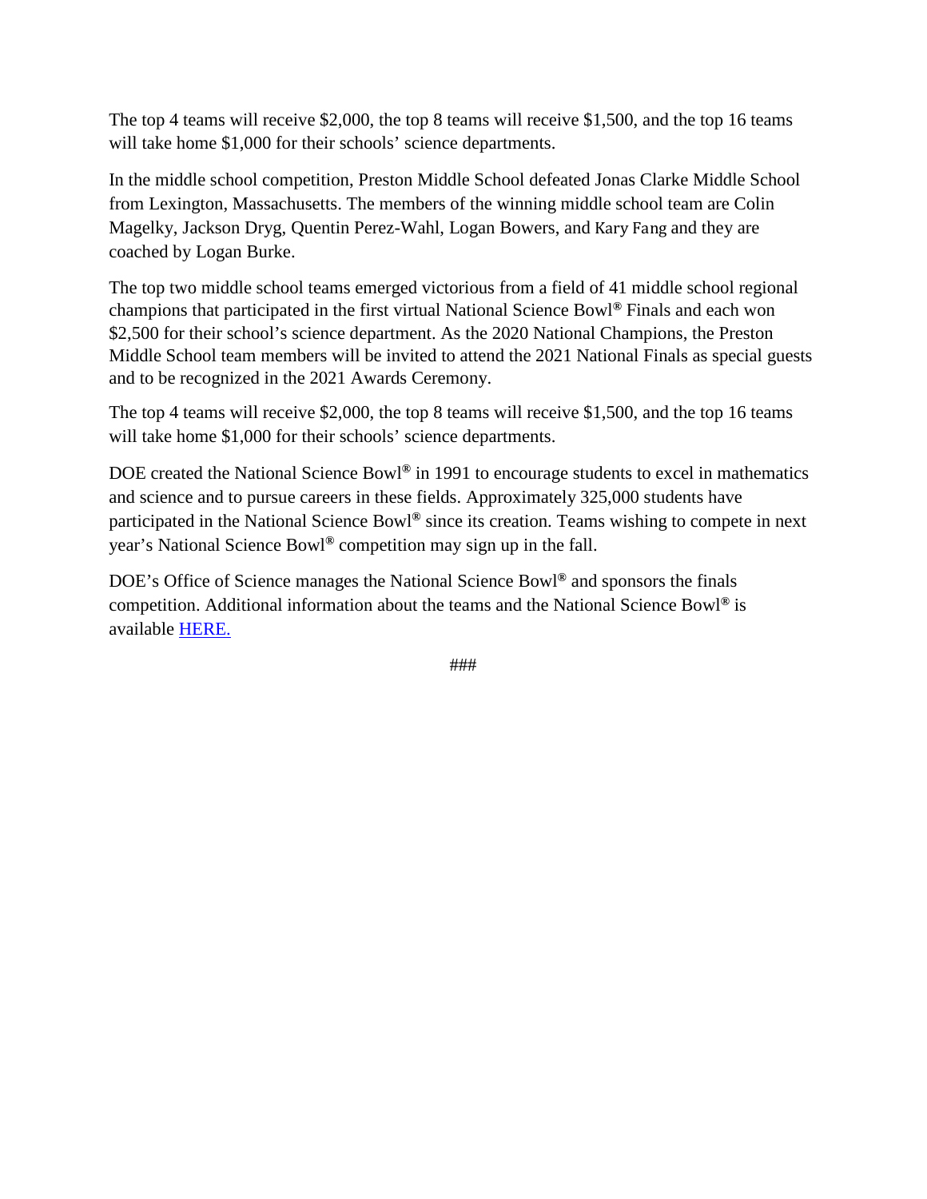The top 4 teams will receive $2,000, the top 8 teams will receive $1,500, and the top 16 teams will take home $1,000 for their schools' science departments.

In the middle school competition, Preston Middle School defeated Jonas Clarke Middle School from Lexington, Massachusetts. The members of the winning middle school team are Colin Magelky, Jackson Dryg, Quentin Perez-Wahl, Logan Bowers, and Kary Fang and they are coached by Logan Burke.

The top two middle school teams emerged victorious from a field of 41 middle school regional champions that participated in the first virtual National Science Bowl® Finals and each won $2,500 for their school's science department. As the 2020 National Champions, the Preston Middle School team members will be invited to attend the 2021 National Finals as special guests and to be recognized in the 2021 Awards Ceremony.

The top 4 teams will receive $2,000, the top 8 teams will receive $1,500, and the top 16 teams will take home $1,000 for their schools' science departments.

DOE created the National Science Bowl® in 1991 to encourage students to excel in mathematics and science and to pursue careers in these fields. Approximately 325,000 students have participated in the National Science Bowl® since its creation. Teams wishing to compete in next year's National Science Bowl® competition may sign up in the fall.

DOE's Office of Science manages the National Science Bowl® and sponsors the finals competition. Additional information about the teams and the National Science Bowl® is available HERE.

###